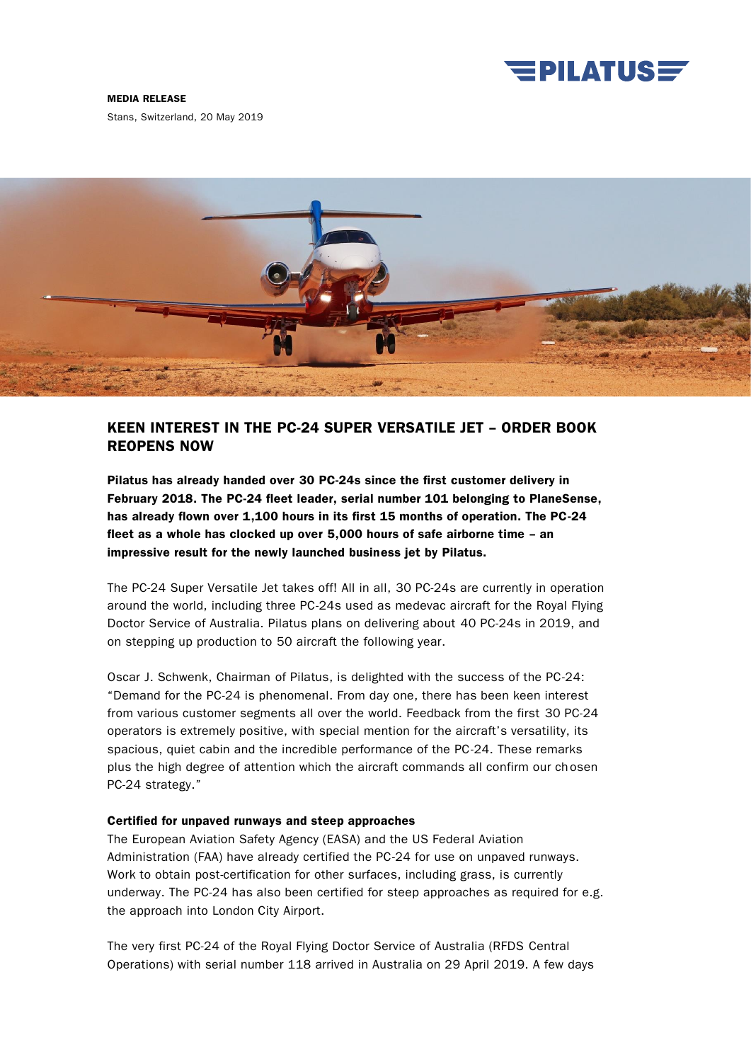**MEDIA RELEASE**

Stans, Switzerland, 20 May 2019

## KEEN INTEREST IN THE PC-24 SUPER VERSATILE JET – ORDER BOOK REOPENS NOW

**Pilatus has already handed over 30 PC-24s since the first customer delivery in February 2018. The PC-24 fleet leader, serial number 101 belonging to PlaneSense, has already flown over 1,100 hours in its first 15 months of operation. The PC-24 fleet as a whole has clocked up over 5,000 hours of safe airborne time – an impressive result for the newly launched business jet by Pilatus.**

The PC-24 Super Versatile Jet takes off! All in all, 30 PC-24s are currently in operation around the world, including three PC-24s used as medevac aircraft for the Royal Flying Doctor Service of Australia. Pilatus plans on delivering about 40 PC-24s in 2019, and on stepping up production to 50 aircraft the following year.

Oscar J. Schwenk, Chairman of Pilatus, is delighted with the success of the PC-24: "Demand for the PC-24 is phenomenal. From day one, there has been keen interest from various customer segments all over the world. Feedback from the first 30 PC-24 operators is extremely positive, with special mention for the aircraft's versatility, its spacious, quiet cabin and the incredible performance of the PC-24. These remarks plus the high degree of attention which the aircraft commands all confirm our chosen PC-24 strategy."

**Certified for unpaved runways and steep approaches**

The European Aviation Safety Agency (EASA) and the US Federal Aviation Administration (FAA) have already certified the PC-24 for use on unpaved runways. Work to obtain post-certification for other surfaces, including grass, is currently underway. The PC-24 has also been certified for steep approaches as required for e.g. the approach into London City Airport.

The very first PC-24 of the Royal Flying Doctor Service of Australia (RFDS Central Operations) with serial number 118 arrived in Australia on 29 April 2019. A few days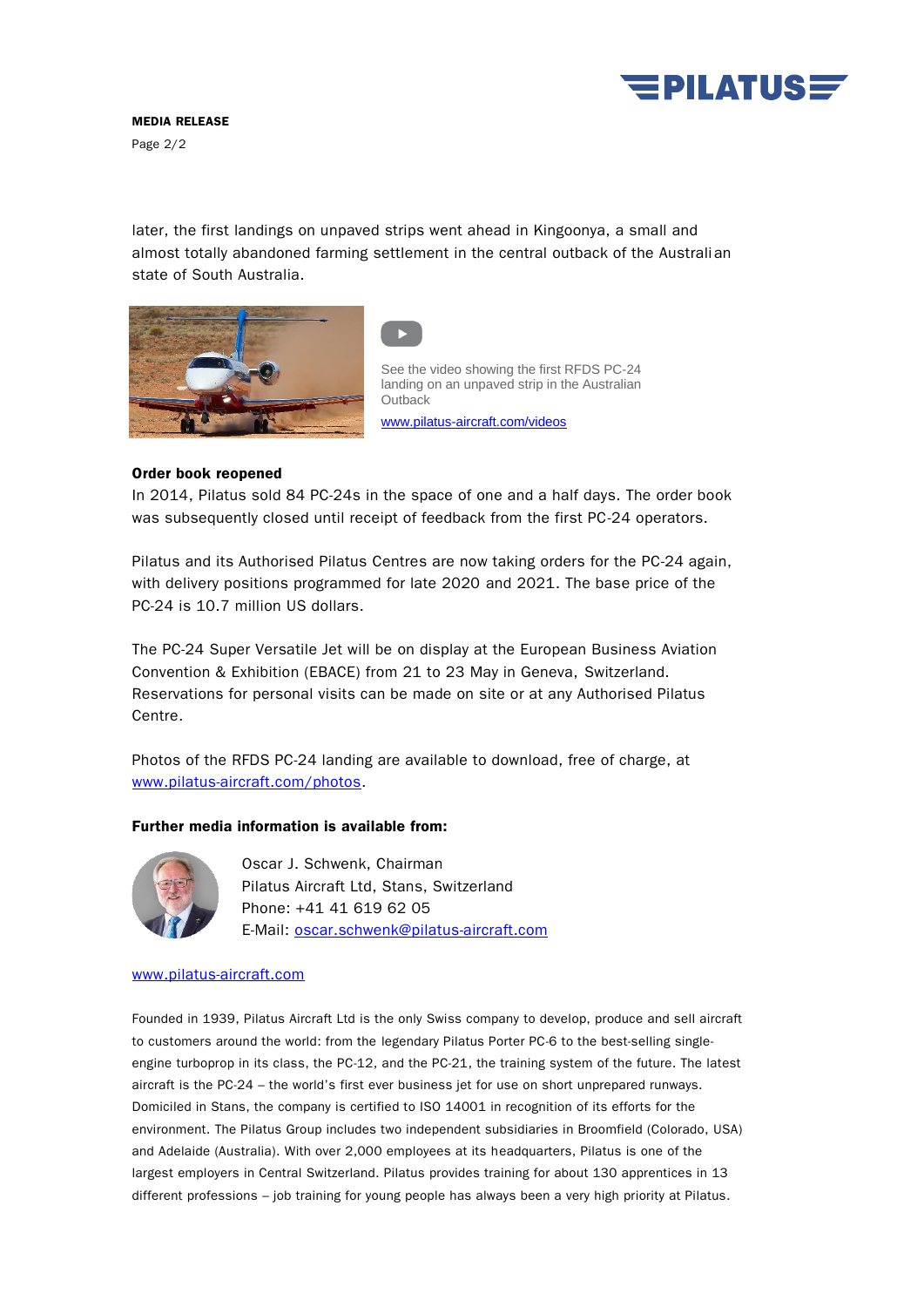later, the first landings on unpaved strips went ahead in Kingoonya, a small and almost totally abandoned farming settlement in the central outback of the Australian state of South Australia.

See the video showing the first RFDS PC-24 landing on an unpaved strip in the Australian Outback

[www.pilatus-aircraft.com/videos](http://www.pilatus-aircraft.com/videos)

**Order book reopened**

In 2014, Pilatus sold 84 PC-24s in the space of one and a half days. The order book was subsequently closed until receipt of feedback from the first PC-24 operators.

Pilatus and its Authorised Pilatus Centres are now taking orders for the PC-24 again, with delivery positions programmed for late 2020 and 2021. The base price of the PC-24 is 10.7 million US dollars.

The PC-24 Super Versatile Jet will be on display at the European Business Aviation Convention & Exhibition (EBACE) from 21 to 23 May in Geneva, Switzerland. Reservations for personal visits can be made on site or at any Authorised Pilatus Centre.

Photos of the RFDS PC-24 landing are available to download, free of charge, at [www.pilatus-aircraft.com/photos](http://www.pilatus-aircraft.com/photos).

**Further media information is available from:**

Oscar J. Schwenk, Chairman
Pilatus Aircraft Ltd, Stans, Switzerland
Phone: +41 41 619 62 05
E-Mail: [oscar.schwenk@pilatus-aircraft.com](mailto:oscar.schwenk@pilatus-aircraft.com)

[www.pilatus-aircraft.com](http://www.pilatus-aircraft.com)

Founded in 1939, Pilatus Aircraft Ltd is the only Swiss company to develop, produce and sell aircraft to customers around the world: from the legendary Pilatus Porter PC-6 to the best-selling single-engine turboprop in its class, the PC-12, and the PC-21, the training system of the future. The latest aircraft is the PC-24 – the world's first ever business jet for use on short unprepared runways. Domiciled in Stans, the company is certified to ISO 14001 in recognition of its efforts for the environment. The Pilatus Group includes two independent subsidiaries in Broomfield (Colorado, USA) and Adelaide (Australia). With over 2,000 employees at its headquarters, Pilatus is one of the largest employers in Central Switzerland. Pilatus provides training for about 130 apprentices in 13 different professions – job training for young people has always been a very high priority at Pilatus.